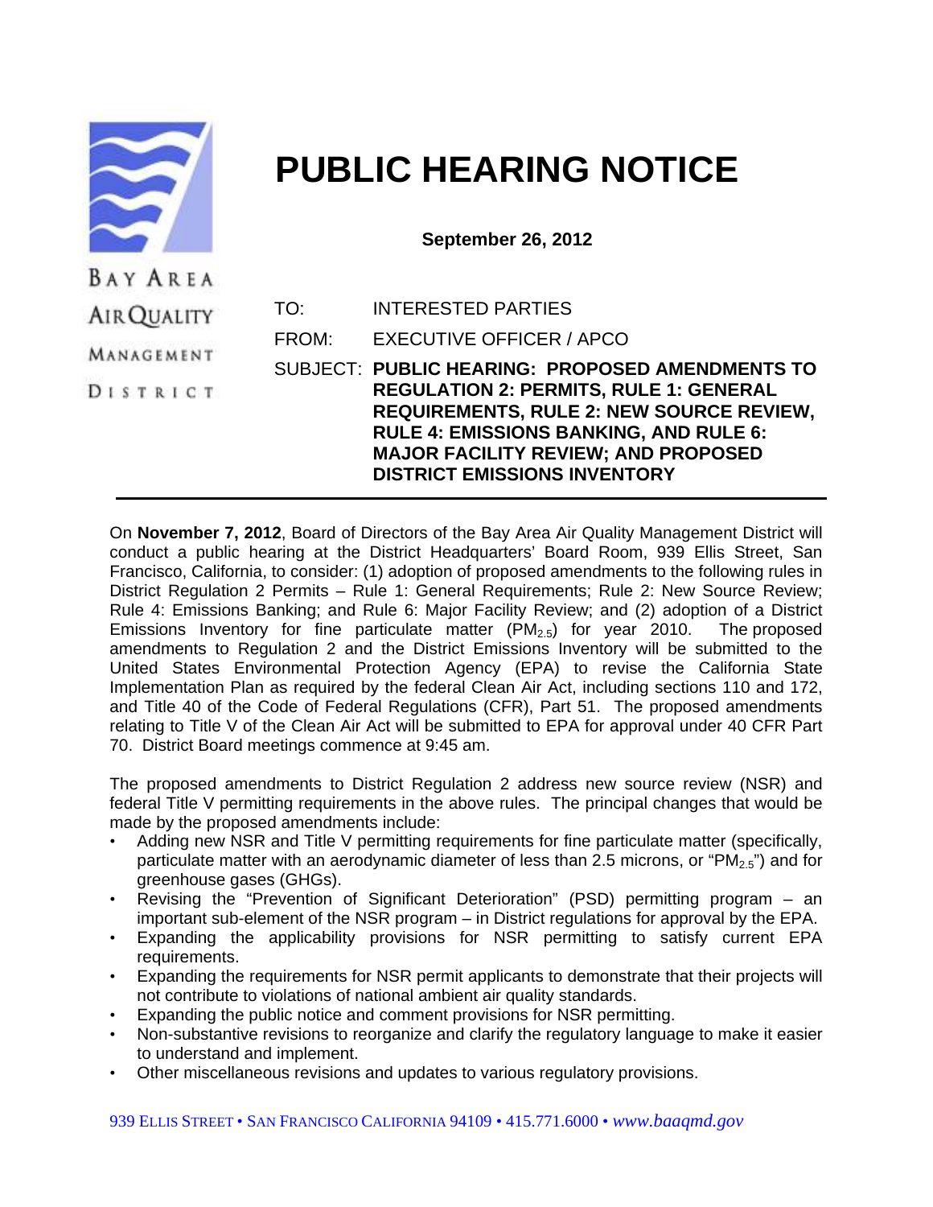BAY AREA AIR QUALITY MANAGEMENT DISTRICT

# PUBLIC HEARING NOTICE

**September 26, 2012**

TO: INTERESTED PARTIES

FROM: EXECUTIVE OFFICER / APCO

SUBJECT: **PUBLIC HEARING: PROPOSED AMENDMENTS TO REGULATION 2: PERMITS, RULE 1: GENERAL REQUIREMENTS, RULE 2: NEW SOURCE REVIEW, RULE 4: EMISSIONS BANKING, AND RULE 6: MAJOR FACILITY REVIEW; AND PROPOSED DISTRICT EMISSIONS INVENTORY**

---

On **November 7, 2012**, Board of Directors of the Bay Area Air Quality Management District will conduct a public hearing at the District Headquarters' Board Room, 939 Ellis Street, San Francisco, California, to consider: (1) adoption of proposed amendments to the following rules in District Regulation 2 Permits – Rule 1: General Requirements; Rule 2: New Source Review; Rule 4: Emissions Banking; and Rule 6: Major Facility Review; and (2) adoption of a District Emissions Inventory for fine particulate matter ($PM_{2.5}$) for year 2010. The proposed amendments to Regulation 2 and the District Emissions Inventory will be submitted to the United States Environmental Protection Agency (EPA) to revise the California State Implementation Plan as required by the federal Clean Air Act, including sections 110 and 172, and Title 40 of the Code of Federal Regulations (CFR), Part 51. The proposed amendments relating to Title V of the Clean Air Act will be submitted to EPA for approval under 40 CFR Part 70. District Board meetings commence at 9:45 am.

The proposed amendments to District Regulation 2 address new source review (NSR) and federal Title V permitting requirements in the above rules. The principal changes that would be made by the proposed amendments include:

- Adding new NSR and Title V permitting requirements for fine particulate matter (specifically, particulate matter with an aerodynamic diameter of less than 2.5 microns, or "$PM_{2.5}$") and for greenhouse gases (GHGs).
- Revising the "Prevention of Significant Deterioration" (PSD) permitting program – an important sub-element of the NSR program – in District regulations for approval by the EPA.
- Expanding the applicability provisions for NSR permitting to satisfy current EPA requirements.
- Expanding the requirements for NSR permit applicants to demonstrate that their projects will not contribute to violations of national ambient air quality standards.
- Expanding the public notice and comment provisions for NSR permitting.
- Non-substantive revisions to reorganize and clarify the regulatory language to make it easier to understand and implement.
- Other miscellaneous revisions and updates to various regulatory provisions.

939 ELLIS STREET • SAN FRANCISCO CALIFORNIA 94109 • 415.771.6000 • *www.baaqmd.gov*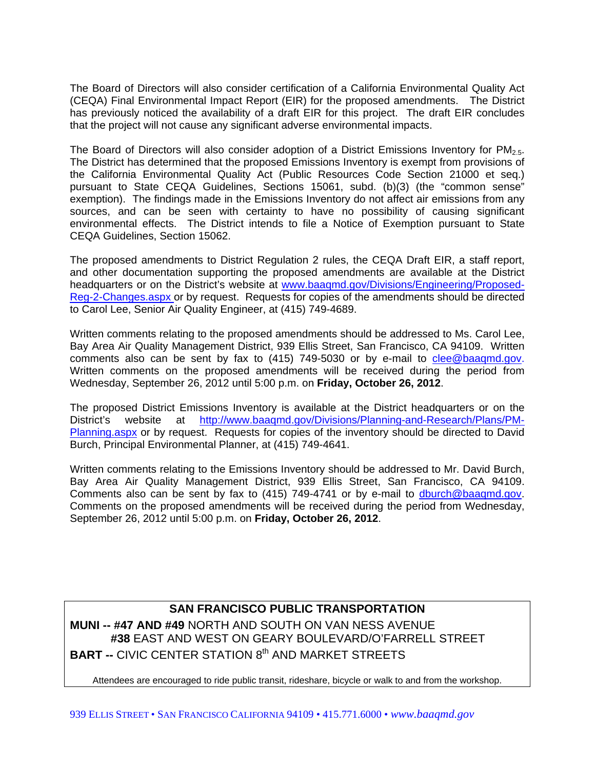The Board of Directors will also consider certification of a California Environmental Quality Act (CEQA) Final Environmental Impact Report (EIR) for the proposed amendments. The District has previously noticed the availability of a draft EIR for this project. The draft EIR concludes that the project will not cause any significant adverse environmental impacts.

The Board of Directors will also consider adoption of a District Emissions Inventory for $PM_{2.5}$. The District has determined that the proposed Emissions Inventory is exempt from provisions of the California Environmental Quality Act (Public Resources Code Section 21000 et seq.) pursuant to State CEQA Guidelines, Sections 15061, subd. (b)(3) (the "common sense" exemption). The findings made in the Emissions Inventory do not affect air emissions from any sources, and can be seen with certainty to have no possibility of causing significant environmental effects. The District intends to file a Notice of Exemption pursuant to State CEQA Guidelines, Section 15062.

The proposed amendments to District Regulation 2 rules, the CEQA Draft EIR, a staff report, and other documentation supporting the proposed amendments are available at the District headquarters or on the District's website at www.baaqmd.gov/Divisions/Engineering/Proposed-Reg-2-Changes.aspx or by request. Requests for copies of the amendments should be directed to Carol Lee, Senior Air Quality Engineer, at (415) 749-4689.

Written comments relating to the proposed amendments should be addressed to Ms. Carol Lee, Bay Area Air Quality Management District, 939 Ellis Street, San Francisco, CA 94109. Written comments also can be sent by fax to (415) 749-5030 or by e-mail to clee@baaqmd.gov. Written comments on the proposed amendments will be received during the period from Wednesday, September 26, 2012 until 5:00 p.m. on **Friday, October 26, 2012**.

The proposed District Emissions Inventory is available at the District headquarters or on the District's website at http://www.baaqmd.gov/Divisions/Planning-and-Research/Plans/PM-Planning.aspx or by request. Requests for copies of the inventory should be directed to David Burch, Principal Environmental Planner, at (415) 749-4641.

Written comments relating to the Emissions Inventory should be addressed to Mr. David Burch, Bay Area Air Quality Management District, 939 Ellis Street, San Francisco, CA 94109. Comments also can be sent by fax to (415) 749-4741 or by e-mail to dburch@baaqmd.gov. Comments on the proposed amendments will be received during the period from Wednesday, September 26, 2012 until 5:00 p.m. on **Friday, October 26, 2012**.

**SAN FRANCISCO PUBLIC TRANSPORTATION**

**MUNI -- #47 AND #49** NORTH AND SOUTH ON VAN NESS AVENUE

**#38** EAST AND WEST ON GEARY BOULEVARD/O'FARRELL STREET

**BART --** CIVIC CENTER STATION 8$^{th}$ AND MARKET STREETS

Attendees are encouraged to ride public transit, rideshare, bicycle or walk to and from the workshop.

939 ELLIS STREET • SAN FRANCISCO CALIFORNIA 94109 • 415.771.6000 • *www.baaqmd.gov*